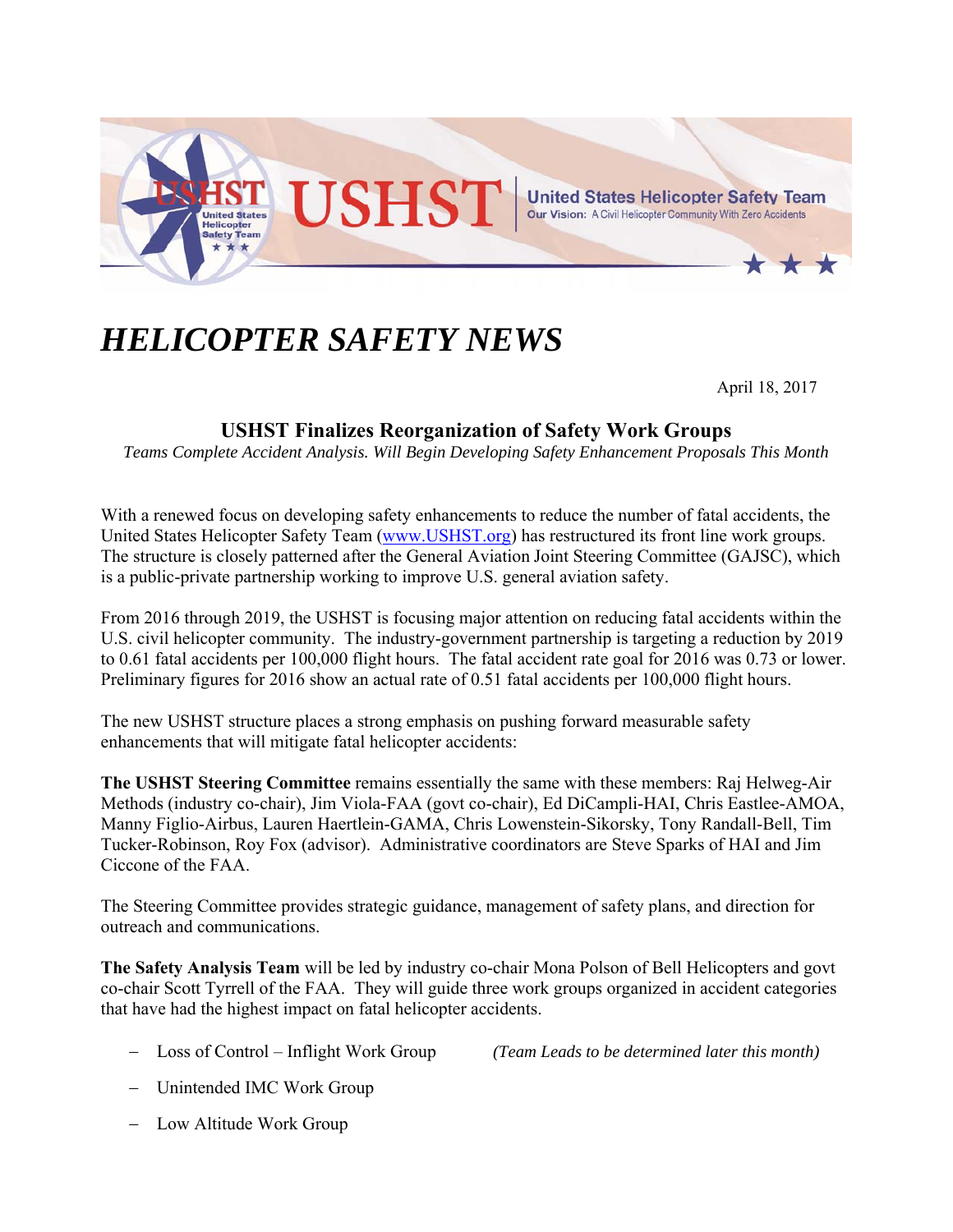USHST United States Helicopter Safety Team
Our Vision: A Civil Helicopter Community With Zero Accidents

# *HELICOPTER SAFETY NEWS*

April 18, 2017

## USHST Finalizes Reorganization of Safety Work Groups

*Teams Complete Accident Analysis. Will Begin Developing Safety Enhancement Proposals This Month*

With a renewed focus on developing safety enhancements to reduce the number of fatal accidents, the United States Helicopter Safety Team (www.USHST.org) has restructured its front line work groups. The structure is closely patterned after the General Aviation Joint Steering Committee (GAJSC), which is a public-private partnership working to improve U.S. general aviation safety.

From 2016 through 2019, the USHST is focusing major attention on reducing fatal accidents within the U.S. civil helicopter community. The industry-government partnership is targeting a reduction by 2019 to 0.61 fatal accidents per 100,000 flight hours. The fatal accident rate goal for 2016 was 0.73 or lower. Preliminary figures for 2016 show an actual rate of 0.51 fatal accidents per 100,000 flight hours.

The new USHST structure places a strong emphasis on pushing forward measurable safety enhancements that will mitigate fatal helicopter accidents:

**The USHST Steering Committee** remains essentially the same with these members: Raj Helweg-Air Methods (industry co-chair), Jim Viola-FAA (govt co-chair), Ed DiCampli-HAI, Chris Eastlee-AMOA, Manny Figlio-Airbus, Lauren Haertlein-GAMA, Chris Lowenstein-Sikorsky, Tony Randall-Bell, Tim Tucker-Robinson, Roy Fox (advisor). Administrative coordinators are Steve Sparks of HAI and Jim Ciccone of the FAA.

The Steering Committee provides strategic guidance, management of safety plans, and direction for outreach and communications.

**The Safety Analysis Team** will be led by industry co-chair Mona Polson of Bell Helicopters and govt co-chair Scott Tyrrell of the FAA. They will guide three work groups organized in accident categories that have had the highest impact on fatal helicopter accidents.

- Loss of Control – Inflight Work Group *(Team Leads to be determined later this month)*
- Unintended IMC Work Group
- Low Altitude Work Group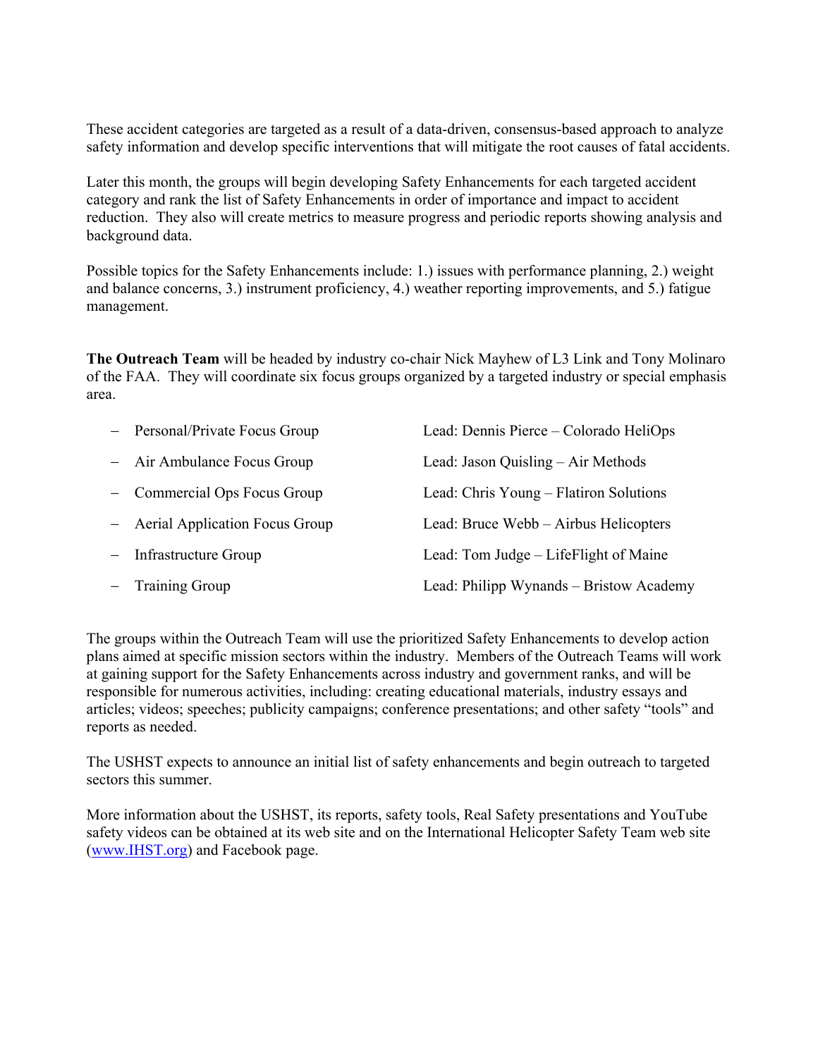These accident categories are targeted as a result of a data-driven, consensus-based approach to analyze safety information and develop specific interventions that will mitigate the root causes of fatal accidents.

Later this month, the groups will begin developing Safety Enhancements for each targeted accident category and rank the list of Safety Enhancements in order of importance and impact to accident reduction. They also will create metrics to measure progress and periodic reports showing analysis and background data.

Possible topics for the Safety Enhancements include: 1.) issues with performance planning, 2.) weight and balance concerns, 3.) instrument proficiency, 4.) weather reporting improvements, and 5.) fatigue management.

**The Outreach Team** will be headed by industry co-chair Nick Mayhew of L3 Link and Tony Molinaro of the FAA. They will coordinate six focus groups organized by a targeted industry or special emphasis area.

- Personal/Private Focus Group — Lead: Dennis Pierce – Colorado HeliOps
- Air Ambulance Focus Group — Lead: Jason Quisling – Air Methods
- Commercial Ops Focus Group — Lead: Chris Young – Flatiron Solutions
- Aerial Application Focus Group — Lead: Bruce Webb – Airbus Helicopters
- Infrastructure Group — Lead: Tom Judge – LifeFlight of Maine
- Training Group — Lead: Philipp Wynands – Bristow Academy

The groups within the Outreach Team will use the prioritized Safety Enhancements to develop action plans aimed at specific mission sectors within the industry. Members of the Outreach Teams will work at gaining support for the Safety Enhancements across industry and government ranks, and will be responsible for numerous activities, including: creating educational materials, industry essays and articles; videos; speeches; publicity campaigns; conference presentations; and other safety "tools" and reports as needed.

The USHST expects to announce an initial list of safety enhancements and begin outreach to targeted sectors this summer.

More information about the USHST, its reports, safety tools, Real Safety presentations and YouTube safety videos can be obtained at its web site and on the International Helicopter Safety Team web site (www.IHST.org) and Facebook page.